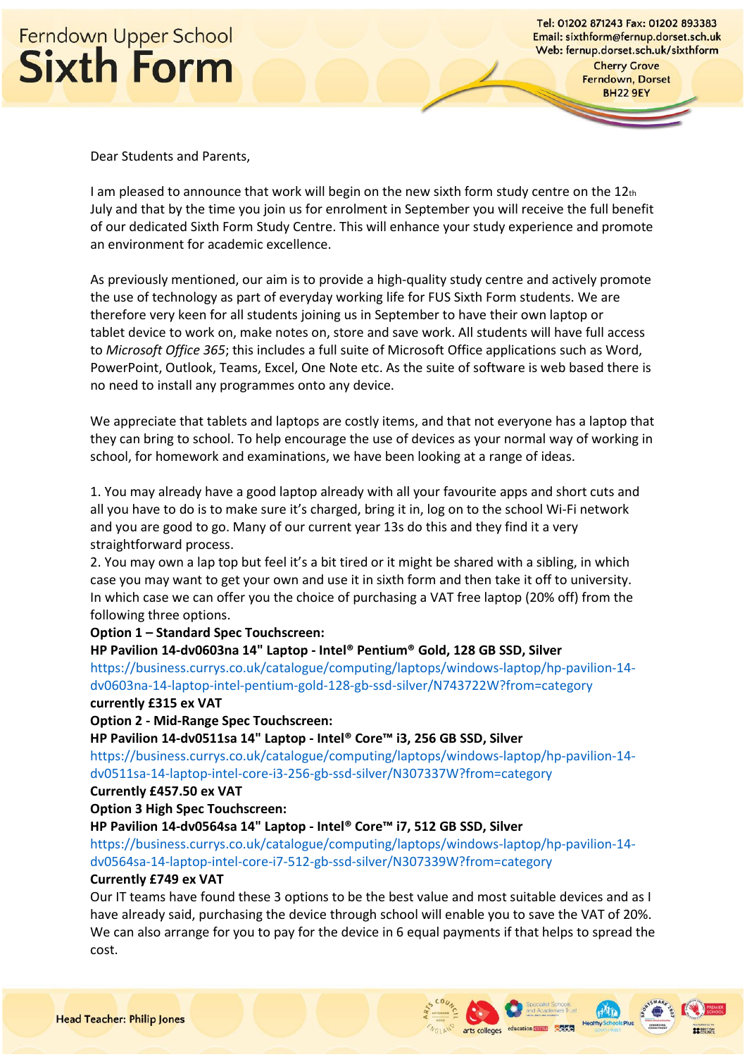# Ferndown Upper School Sixth Form

Tel: 01202 871243 Fax: 01202 893383
Email: sixthform@fernup.dorset.sch.uk
Web: fernup.dorset.sch.uk/sixthform
Cherry Grove
Ferndown, Dorset
BH22 9EY

Dear Students and Parents,

I am pleased to announce that work will begin on the new sixth form study centre on the 12th July and that by the time you join us for enrolment in September you will receive the full benefit of our dedicated Sixth Form Study Centre. This will enhance your study experience and promote an environment for academic excellence.

As previously mentioned, our aim is to provide a high-quality study centre and actively promote the use of technology as part of everyday working life for FUS Sixth Form students. We are therefore very keen for all students joining us in September to have their own laptop or tablet device to work on, make notes on, store and save work. All students will have full access to *Microsoft Office 365*; this includes a full suite of Microsoft Office applications such as Word, PowerPoint, Outlook, Teams, Excel, One Note etc. As the suite of software is web based there is no need to install any programmes onto any device.

We appreciate that tablets and laptops are costly items, and that not everyone has a laptop that they can bring to school. To help encourage the use of devices as your normal way of working in school, for homework and examinations, we have been looking at a range of ideas.

1. You may already have a good laptop already with all your favourite apps and short cuts and all you have to do is to make sure it's charged, bring it in, log on to the school Wi-Fi network and you are good to go. Many of our current year 13s do this and they find it a very straightforward process.
2. You may own a lap top but feel it's a bit tired or it might be shared with a sibling, in which case you may want to get your own and use it in sixth form and then take it off to university. In which case we can offer you the choice of purchasing a VAT free laptop (20% off) from the following three options.

**Option 1 – Standard Spec Touchscreen:**
**HP Pavilion 14-dv0603na 14" Laptop - Intel® Pentium® Gold, 128 GB SSD, Silver**
https://business.currys.co.uk/catalogue/computing/laptops/windows-laptop/hp-pavilion-14-dv0603na-14-laptop-intel-pentium-gold-128-gb-ssd-silver/N743722W?from=category
**currently £315 ex VAT**

**Option 2 - Mid-Range Spec Touchscreen:**
**HP Pavilion 14-dv0511sa 14" Laptop - Intel® Core™ i3, 256 GB SSD, Silver**
https://business.currys.co.uk/catalogue/computing/laptops/windows-laptop/hp-pavilion-14-dv0511sa-14-laptop-intel-core-i3-256-gb-ssd-silver/N307337W?from=category
**Currently £457.50 ex VAT**

**Option 3 High Spec Touchscreen:**
**HP Pavilion 14-dv0564sa 14" Laptop - Intel® Core™ i7, 512 GB SSD, Silver**
https://business.currys.co.uk/catalogue/computing/laptops/windows-laptop/hp-pavilion-14-dv0564sa-14-laptop-intel-core-i7-512-gb-ssd-silver/N307339W?from=category
**Currently £749 ex VAT**

Our IT teams have found these 3 options to be the best value and most suitable devices and as I have already said, purchasing the device through school will enable you to save the VAT of 20%. We can also arrange for you to pay for the device in 6 equal payments if that helps to spread the cost.

Head Teacher: Philip Jones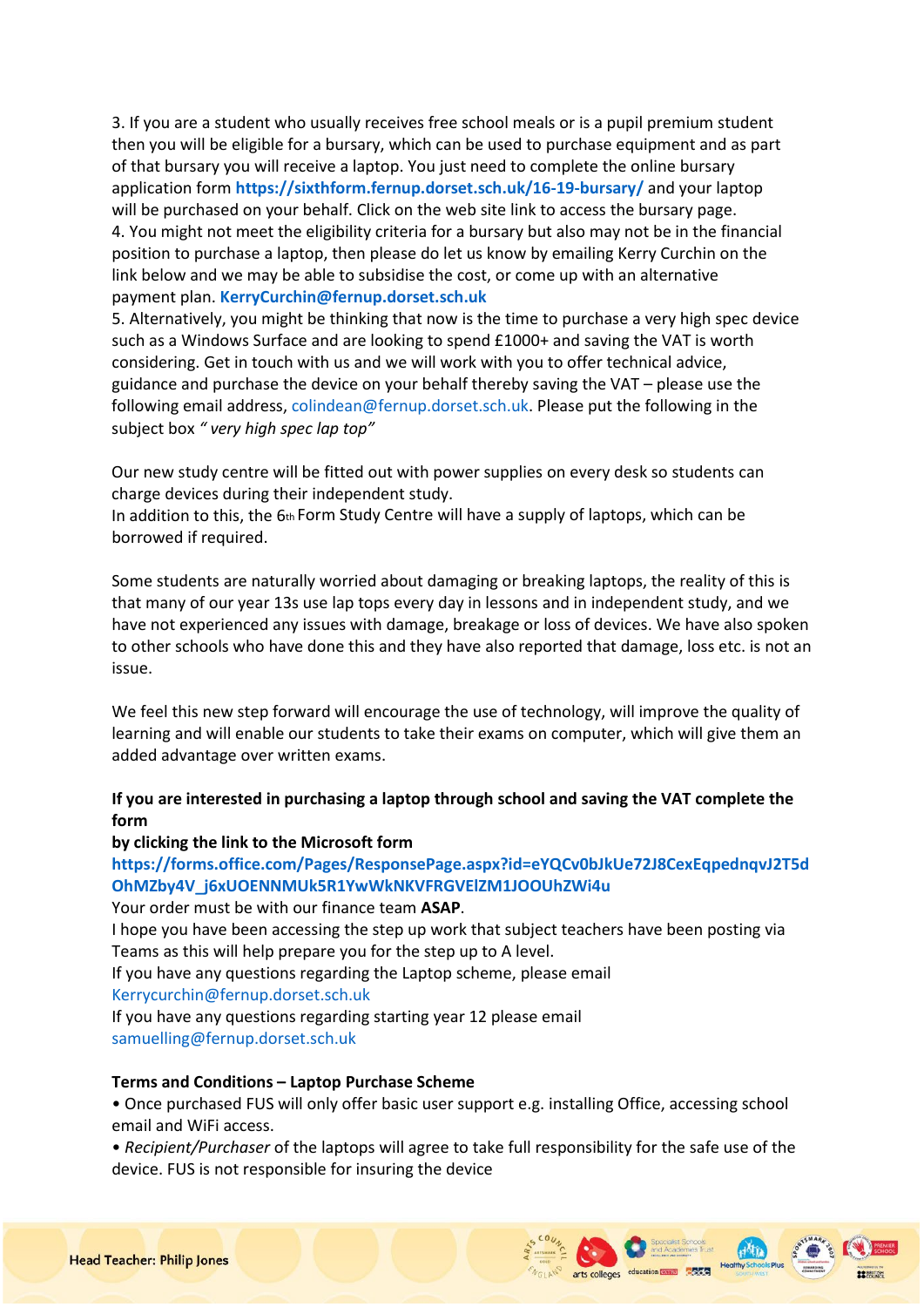3. If you are a student who usually receives free school meals or is a pupil premium student then you will be eligible for a bursary, which can be used to purchase equipment and as part of that bursary you will receive a laptop. You just need to complete the online bursary application form **https://sixthform.fernup.dorset.sch.uk/16-19-bursary/** and your laptop will be purchased on your behalf. Click on the web site link to access the bursary page.

4. You might not meet the eligibility criteria for a bursary but also may not be in the financial position to purchase a laptop, then please do let us know by emailing Kerry Curchin on the link below and we may be able to subsidise the cost, or come up with an alternative payment plan. **KerryCurchin@fernup.dorset.sch.uk**

5. Alternatively, you might be thinking that now is the time to purchase a very high spec device such as a Windows Surface and are looking to spend £1000+ and saving the VAT is worth considering. Get in touch with us and we will work with you to offer technical advice, guidance and purchase the device on your behalf thereby saving the VAT – please use the following email address, colindean@fernup.dorset.sch.uk. Please put the following in the subject box *" very high spec lap top"*

Our new study centre will be fitted out with power supplies on every desk so students can charge devices during their independent study.
In addition to this, the 6th Form Study Centre will have a supply of laptops, which can be borrowed if required.

Some students are naturally worried about damaging or breaking laptops, the reality of this is that many of our year 13s use lap tops every day in lessons and in independent study, and we have not experienced any issues with damage, breakage or loss of devices. We have also spoken to other schools who have done this and they have also reported that damage, loss etc. is not an issue.

We feel this new step forward will encourage the use of technology, will improve the quality of learning and will enable our students to take their exams on computer, which will give them an added advantage over written exams.

**If you are interested in purchasing a laptop through school and saving the VAT complete the form**
**by clicking the link to the Microsoft form**
**https://forms.office.com/Pages/ResponsePage.aspx?id=eYQCv0bJkUe72J8CexEqpednqvJ2T5dOhMZby4V_j6xUOENNMUk5R1YwWkNKVFRGVElZM1JOOUhZWi4u**
Your order must be with our finance team **ASAP**.
I hope you have been accessing the step up work that subject teachers have been posting via Teams as this will help prepare you for the step up to A level.
If you have any questions regarding the Laptop scheme, please email
Kerrycurchin@fernup.dorset.sch.uk
If you have any questions regarding starting year 12 please email
samuelling@fernup.dorset.sch.uk

**Terms and Conditions – Laptop Purchase Scheme**

- Once purchased FUS will only offer basic user support e.g. installing Office, accessing school email and WiFi access.
- *Recipient/Purchaser* of the laptops will agree to take full responsibility for the safe use of the device. FUS is not responsible for insuring the device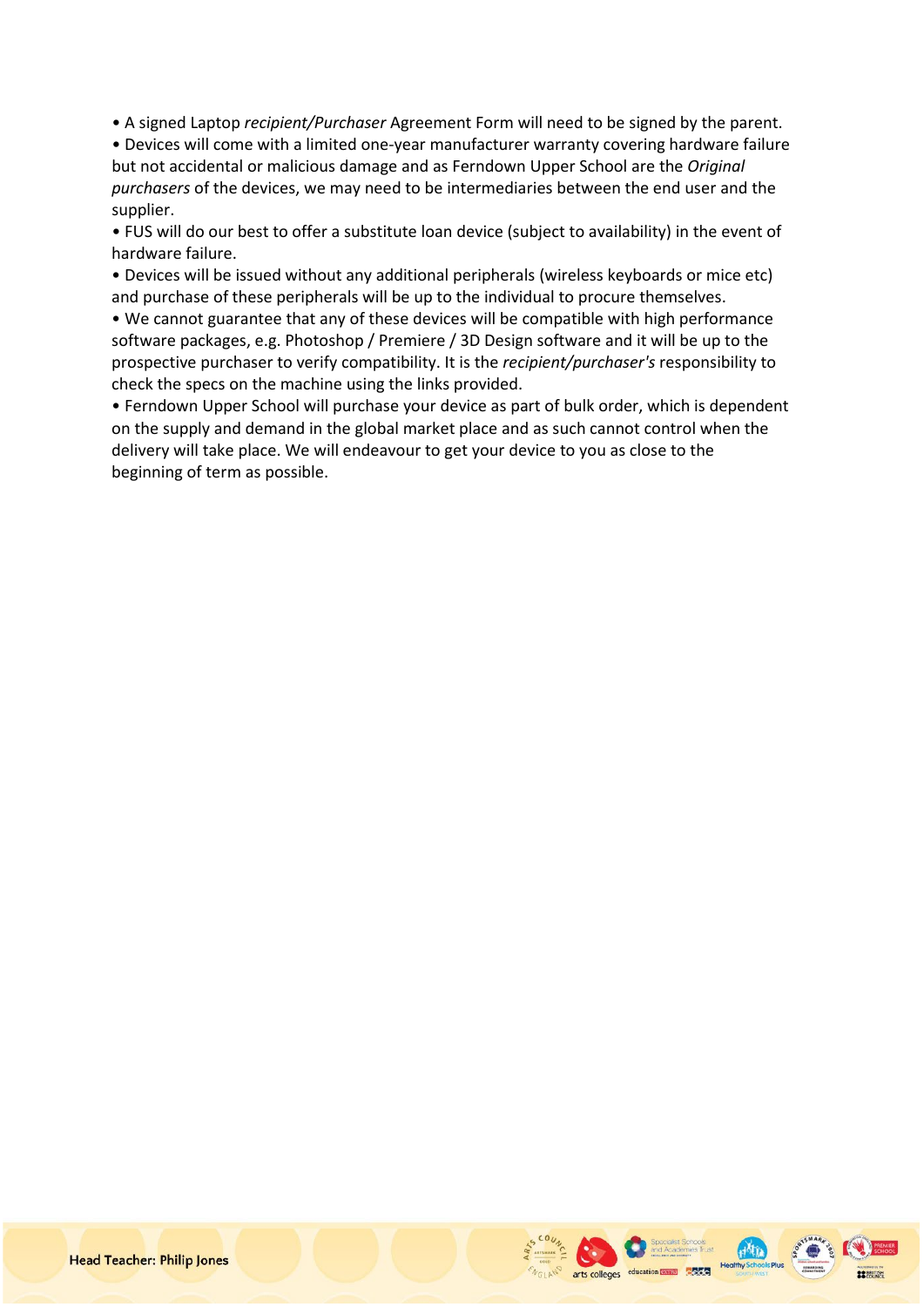- A signed Laptop *recipient/Purchaser* Agreement Form will need to be signed by the parent.
- Devices will come with a limited one-year manufacturer warranty covering hardware failure but not accidental or malicious damage and as Ferndown Upper School are the *Original purchasers* of the devices, we may need to be intermediaries between the end user and the supplier.
- FUS will do our best to offer a substitute loan device (subject to availability) in the event of hardware failure.
- Devices will be issued without any additional peripherals (wireless keyboards or mice etc) and purchase of these peripherals will be up to the individual to procure themselves.
- We cannot guarantee that any of these devices will be compatible with high performance software packages, e.g. Photoshop / Premiere / 3D Design software and it will be up to the prospective purchaser to verify compatibility. It is the *recipient/purchaser's* responsibility to check the specs on the machine using the links provided.
- Ferndown Upper School will purchase your device as part of bulk order, which is dependent on the supply and demand in the global market place and as such cannot control when the delivery will take place. We will endeavour to get your device to you as close to the beginning of term as possible.